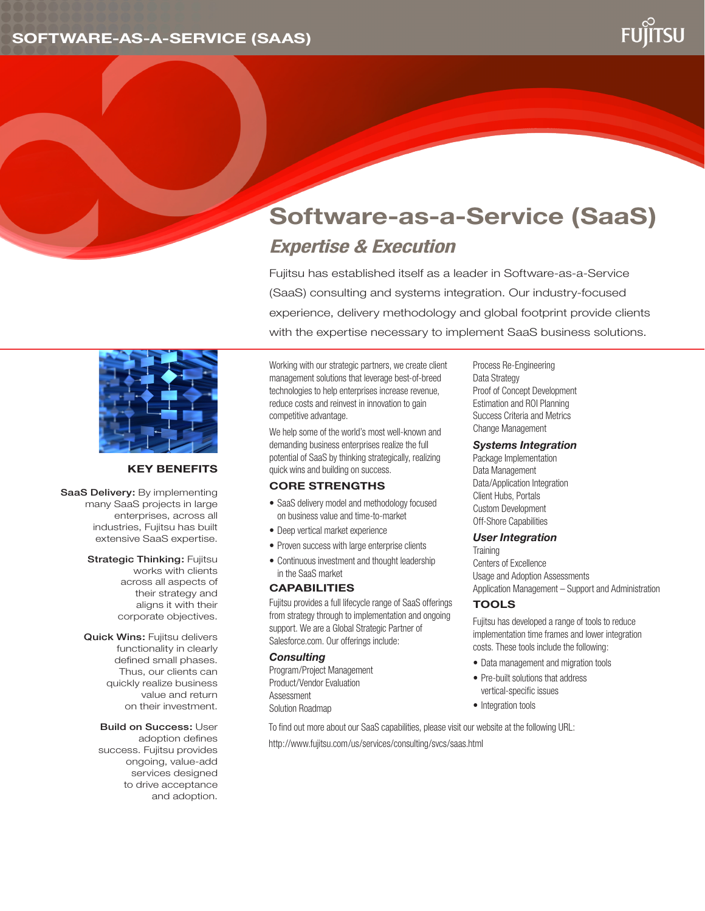# Software-as-a-Service (SaaS)

## *Expertise & Execution*

Fujitsu has established itself as a leader in Software-as-a-Service (SaaS) consulting and systems integration. Our industry-focused experience, delivery methodology and global footprint provide clients with the expertise necessary to implement SaaS business solutions.

### KEY BENEFITS

**SaaS Delivery:** By implementing many SaaS projects in large enterprises, across all industries, Fujitsu has built extensive SaaS expertise.

**Strategic Thinking:** Fujitsu works with clients across all aspects of their strategy and aligns it with their corporate objectives.

**Quick Wins:** Fujitsu delivers functionality in clearly defined small phases. Thus, our clients can quickly realize business value and return on their investment.

**Build on Success:** User adoption defines success. Fujitsu provides ongoing, value-add services designed to drive acceptance and adoption.

Working with our strategic partners, we create client management solutions that leverage best-of-breed technologies to help enterprises increase revenue, reduce costs and reinvest in innovation to gain competitive advantage.

We help some of the world's most well-known and demanding business enterprises realize the full potential of SaaS by thinking strategically, realizing quick wins and building on success.

### CORE STRENGTHS

- SaaS delivery model and methodology focused on business value and time-to-market
- Deep vertical market experience
- Proven success with large enterprise clients
- Continuous investment and thought leadership in the SaaS market

### CAPABILITIES

Fujitsu provides a full lifecycle range of SaaS offerings from strategy through to implementation and ongoing support. We are a Global Strategic Partner of Salesforce.com. Our offerings include:

#### *Consulting*

Program/Project Management
Product/Vendor Evaluation
Assessment
Solution Roadmap
Process Re-Engineering
Data Strategy
Proof of Concept Development
Estimation and ROI Planning
Success Criteria and Metrics
Change Management

#### *Systems Integration*

Package Implementation
Data Management
Data/Application Integration
Client Hubs, Portals
Custom Development
Off-Shore Capabilities

#### *User Integration*

Training
Centers of Excellence
Usage and Adoption Assessments
Application Management – Support and Administration

### TOOLS

Fujitsu has developed a range of tools to reduce implementation time frames and lower integration costs. These tools include the following:

- Data management and migration tools
- Pre-built solutions that address vertical-specific issues
- Integration tools

To find out more about our SaaS capabilities, please visit our website at the following URL:
http://www.fujitsu.com/us/services/consulting/svcs/saas.html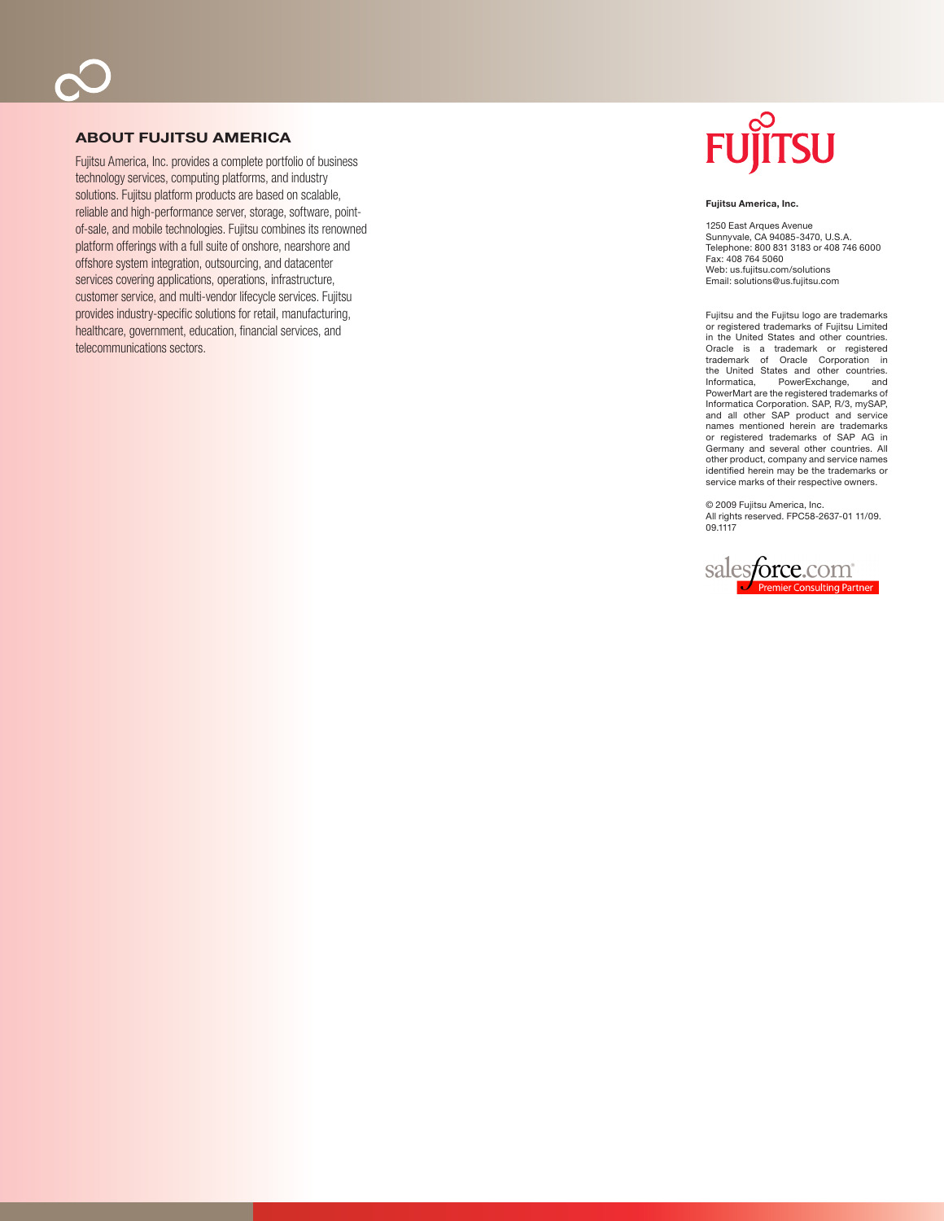## ABOUT FUJITSU AMERICA

Fujitsu America, Inc. provides a complete portfolio of business technology services, computing platforms, and industry solutions. Fujitsu platform products are based on scalable, reliable and high-performance server, storage, software, point-of-sale, and mobile technologies. Fujitsu combines its renowned platform offerings with a full suite of onshore, nearshore and offshore system integration, outsourcing, and datacenter services covering applications, operations, infrastructure, customer service, and multi-vendor lifecycle services. Fujitsu provides industry-specific solutions for retail, manufacturing, healthcare, government, education, financial services, and telecommunications sectors.

**Fujitsu America, Inc.**

1250 East Arques Avenue
Sunnyvale, CA 94085-3470, U.S.A.
Telephone: 800 831 3183 or 408 746 6000
Fax: 408 764 5060
Web: us.fujitsu.com/solutions
Email: solutions@us.fujitsu.com

Fujitsu and the Fujitsu logo are trademarks or registered trademarks of Fujitsu Limited in the United States and other countries. Oracle is a trademark or registered trademark of Oracle Corporation in the United States and other countries. Informatica, PowerExchange, and PowerMart are the registered trademarks of Informatica Corporation. SAP, R/3, mySAP, and all other SAP product and service names mentioned herein are trademarks or registered trademarks of SAP AG in Germany and several other countries. All other product, company and service names identified herein may be the trademarks or service marks of their respective owners.

© 2009 Fujitsu America, Inc.
All rights reserved. FPC58-2637-01 11/09.
09.1117

salesforce.com
Premier Consulting Partner